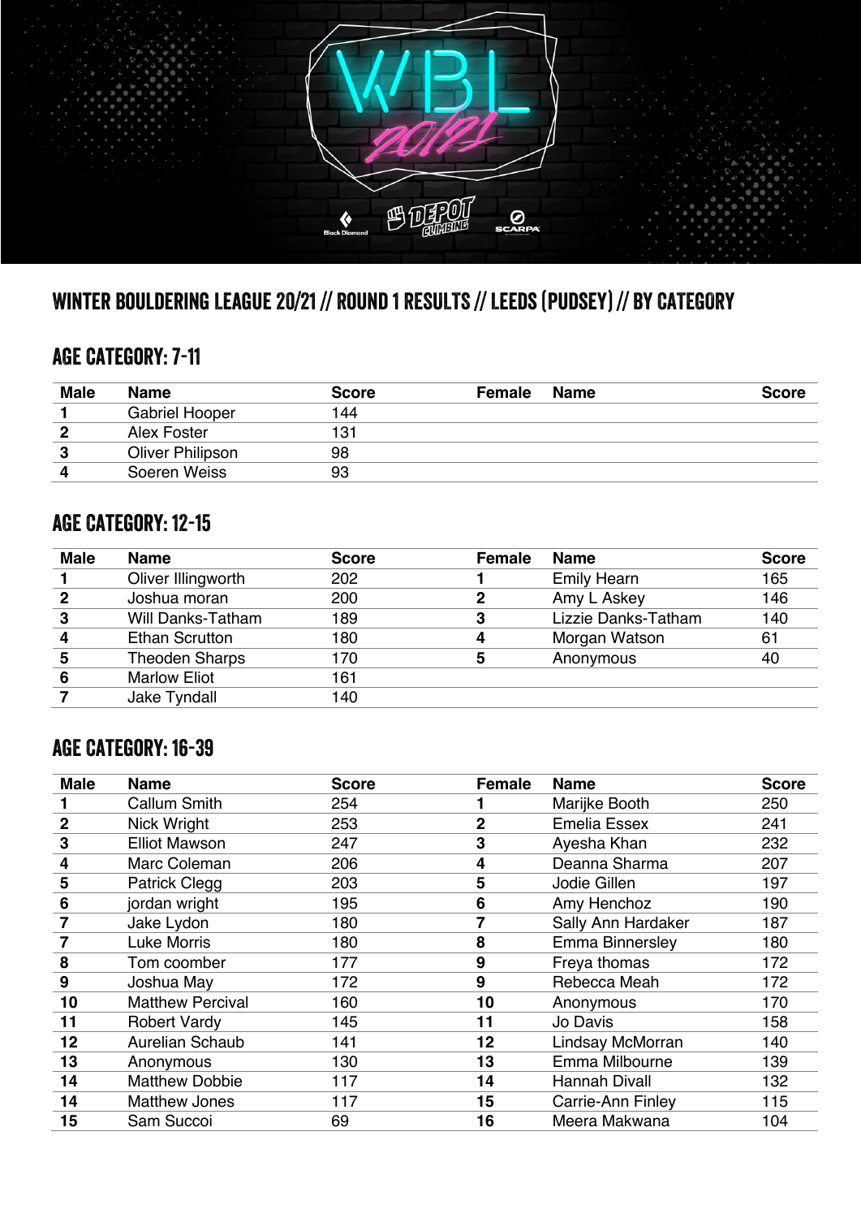# WINTER BOULDERING LEAGUE 20/21 // ROUND 1 RESULTS // LEEDS (PUDSEY) // BY CATEGORY

## AGE CATEGORY: 7-11

| Male | Name | Score | Female | Name | Score |
|---|---|---|---|---|---|
| 1 | Gabriel Hooper | 144 | | | |
| 2 | Alex Foster | 131 | | | |
| 3 | Oliver Philipson | 98 | | | |
| 4 | Soeren Weiss | 93 | | | |

## AGE CATEGORY: 12-15

| Male | Name | Score | Female | Name | Score |
|---|---|---|---|---|---|
| 1 | Oliver Illingworth | 202 | 1 | Emily Hearn | 165 |
| 2 | Joshua moran | 200 | 2 | Amy L Askey | 146 |
| 3 | Will Danks-Tatham | 189 | 3 | Lizzie Danks-Tatham | 140 |
| 4 | Ethan Scrutton | 180 | 4 | Morgan Watson | 61 |
| 5 | Theoden Sharps | 170 | 5 | Anonymous | 40 |
| 6 | Marlow Eliot | 161 | | | |
| 7 | Jake Tyndall | 140 | | | |

## AGE CATEGORY: 16-39

| Male | Name | Score | Female | Name | Score |
|---|---|---|---|---|---|
| 1 | Callum Smith | 254 | 1 | Marijke Booth | 250 |
| 2 | Nick Wright | 253 | 2 | Emelia Essex | 241 |
| 3 | Elliot Mawson | 247 | 3 | Ayesha Khan | 232 |
| 4 | Marc Coleman | 206 | 4 | Deanna Sharma | 207 |
| 5 | Patrick Clegg | 203 | 5 | Jodie Gillen | 197 |
| 6 | jordan wright | 195 | 6 | Amy Henchoz | 190 |
| 7 | Jake Lydon | 180 | 7 | Sally Ann Hardaker | 187 |
| 7 | Luke Morris | 180 | 8 | Emma Binnersley | 180 |
| 8 | Tom coomber | 177 | 9 | Freya thomas | 172 |
| 9 | Joshua May | 172 | 9 | Rebecca Meah | 172 |
| 10 | Matthew Percival | 160 | 10 | Anonymous | 170 |
| 11 | Robert Vardy | 145 | 11 | Jo Davis | 158 |
| 12 | Aurelian Schaub | 141 | 12 | Lindsay McMorran | 140 |
| 13 | Anonymous | 130 | 13 | Emma Milbourne | 139 |
| 14 | Matthew Dobbie | 117 | 14 | Hannah Divall | 132 |
| 14 | Matthew Jones | 117 | 15 | Carrie-Ann Finley | 115 |
| 15 | Sam Succoi | 69 | 16 | Meera Makwana | 104 |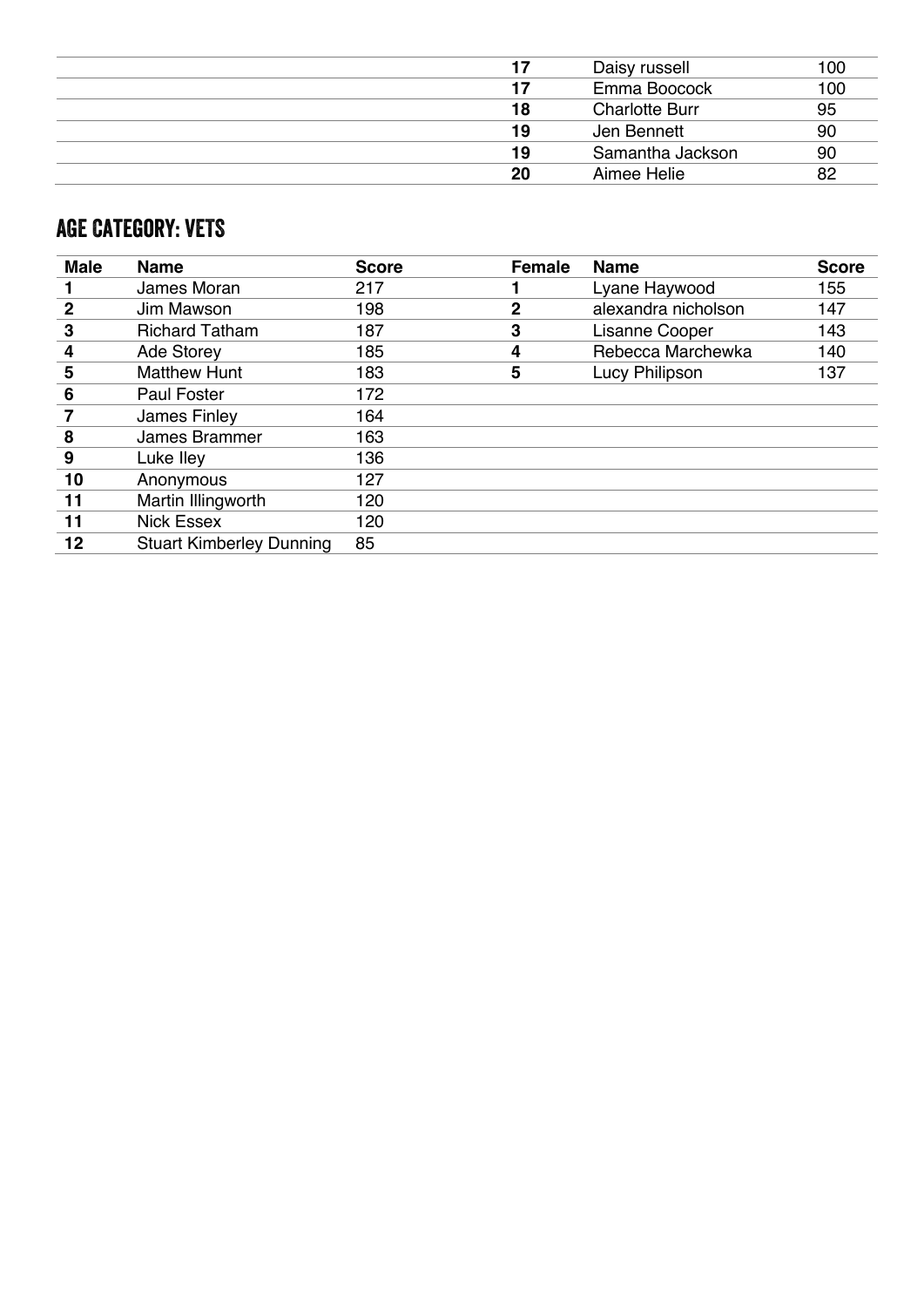| | | | Female | Name | Score |
|---|---|---|---|---|---|
| | | | 17 | Daisy russell | 100 |
| | | | 17 | Emma Boocock | 100 |
| | | | 18 | Charlotte Burr | 95 |
| | | | 19 | Jen Bennett | 90 |
| | | | 19 | Samantha Jackson | 90 |
| | | | 20 | Aimee Helie | 82 |

## AGE CATEGORY: VETS

| Male | Name | Score | Female | Name | Score |
|---|---|---|---|---|---|
| 1 | James Moran | 217 | 1 | Lyane Haywood | 155 |
| 2 | Jim Mawson | 198 | 2 | alexandra nicholson | 147 |
| 3 | Richard Tatham | 187 | 3 | Lisanne Cooper | 143 |
| 4 | Ade Storey | 185 | 4 | Rebecca Marchewka | 140 |
| 5 | Matthew Hunt | 183 | 5 | Lucy Philipson | 137 |
| 6 | Paul Foster | 172 | | | |
| 7 | James Finley | 164 | | | |
| 8 | James Brammer | 163 | | | |
| 9 | Luke Iley | 136 | | | |
| 10 | Anonymous | 127 | | | |
| 11 | Martin Illingworth | 120 | | | |
| 11 | Nick Essex | 120 | | | |
| 12 | Stuart Kimberley Dunning | 85 | | | |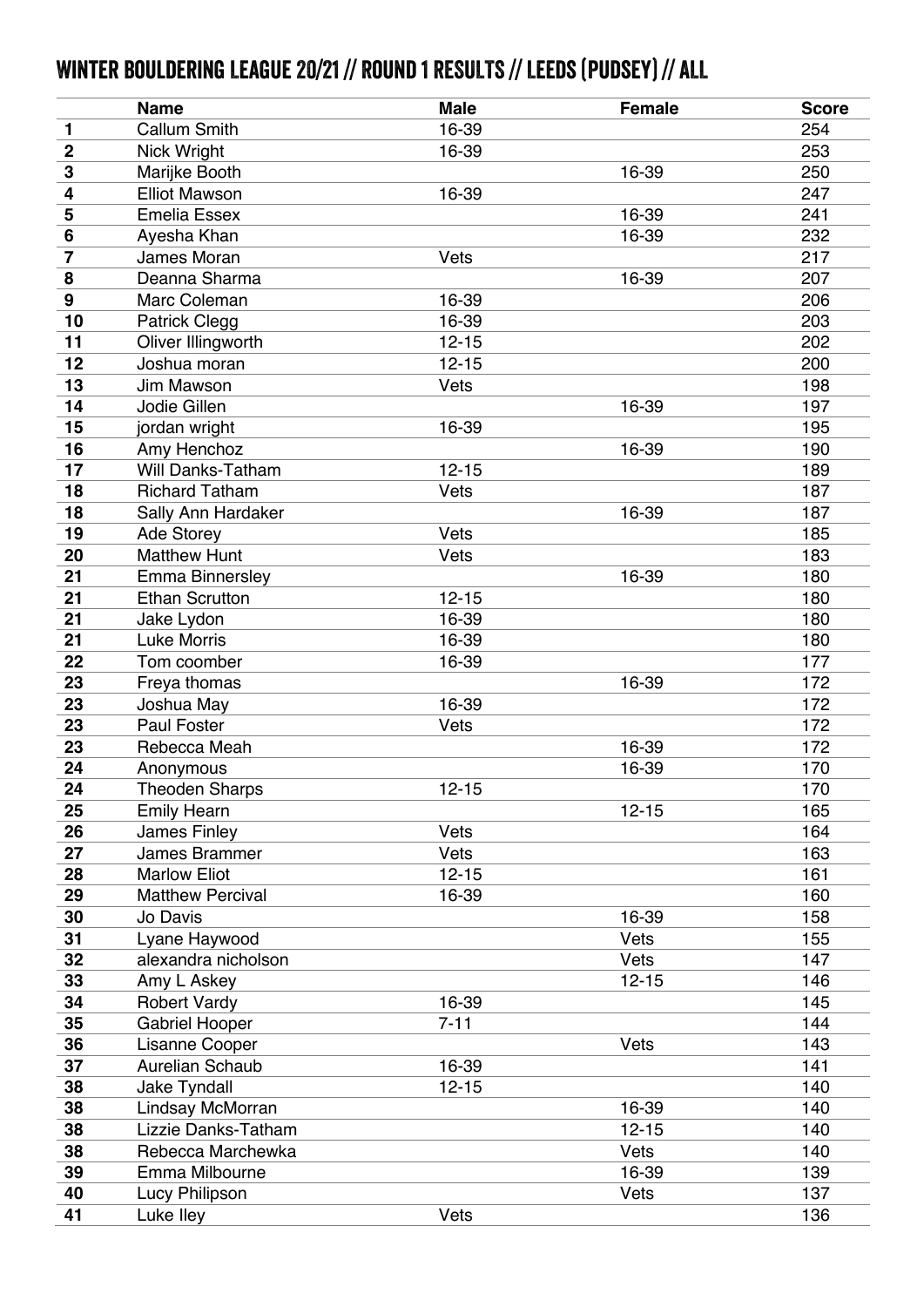# WINTER BOULDERING LEAGUE 20/21 // ROUND 1 RESULTS // LEEDS (PUDSEY) // ALL

| | Name | Male | Female | Score |
|---|---|---|---|---|
| 1 | Callum Smith | 16-39 | | 254 |
| 2 | Nick Wright | 16-39 | | 253 |
| 3 | Marijke Booth | | 16-39 | 250 |
| 4 | Elliot Mawson | 16-39 | | 247 |
| 5 | Emelia Essex | | 16-39 | 241 |
| 6 | Ayesha Khan | | 16-39 | 232 |
| 7 | James Moran | Vets | | 217 |
| 8 | Deanna Sharma | | 16-39 | 207 |
| 9 | Marc Coleman | 16-39 | | 206 |
| 10 | Patrick Clegg | 16-39 | | 203 |
| 11 | Oliver Illingworth | 12-15 | | 202 |
| 12 | Joshua moran | 12-15 | | 200 |
| 13 | Jim Mawson | Vets | | 198 |
| 14 | Jodie Gillen | | 16-39 | 197 |
| 15 | jordan wright | 16-39 | | 195 |
| 16 | Amy Henchoz | | 16-39 | 190 |
| 17 | Will Danks-Tatham | 12-15 | | 189 |
| 18 | Richard Tatham | Vets | | 187 |
| 18 | Sally Ann Hardaker | | 16-39 | 187 |
| 19 | Ade Storey | Vets | | 185 |
| 20 | Matthew Hunt | Vets | | 183 |
| 21 | Emma Binnersley | | 16-39 | 180 |
| 21 | Ethan Scrutton | 12-15 | | 180 |
| 21 | Jake Lydon | 16-39 | | 180 |
| 21 | Luke Morris | 16-39 | | 180 |
| 22 | Tom coomber | 16-39 | | 177 |
| 23 | Freya thomas | | 16-39 | 172 |
| 23 | Joshua May | 16-39 | | 172 |
| 23 | Paul Foster | Vets | | 172 |
| 23 | Rebecca Meah | | 16-39 | 172 |
| 24 | Anonymous | | 16-39 | 170 |
| 24 | Theoden Sharps | 12-15 | | 170 |
| 25 | Emily Hearn | | 12-15 | 165 |
| 26 | James Finley | Vets | | 164 |
| 27 | James Brammer | Vets | | 163 |
| 28 | Marlow Eliot | 12-15 | | 161 |
| 29 | Matthew Percival | 16-39 | | 160 |
| 30 | Jo Davis | | 16-39 | 158 |
| 31 | Lyane Haywood | | Vets | 155 |
| 32 | alexandra nicholson | | Vets | 147 |
| 33 | Amy L Askey | | 12-15 | 146 |
| 34 | Robert Vardy | 16-39 | | 145 |
| 35 | Gabriel Hooper | 7-11 | | 144 |
| 36 | Lisanne Cooper | | Vets | 143 |
| 37 | Aurelian Schaub | 16-39 | | 141 |
| 38 | Jake Tyndall | 12-15 | | 140 |
| 38 | Lindsay McMorran | | 16-39 | 140 |
| 38 | Lizzie Danks-Tatham | | 12-15 | 140 |
| 38 | Rebecca Marchewka | | Vets | 140 |
| 39 | Emma Milbourne | | 16-39 | 139 |
| 40 | Lucy Philipson | | Vets | 137 |
| 41 | Luke Iley | Vets | | 136 |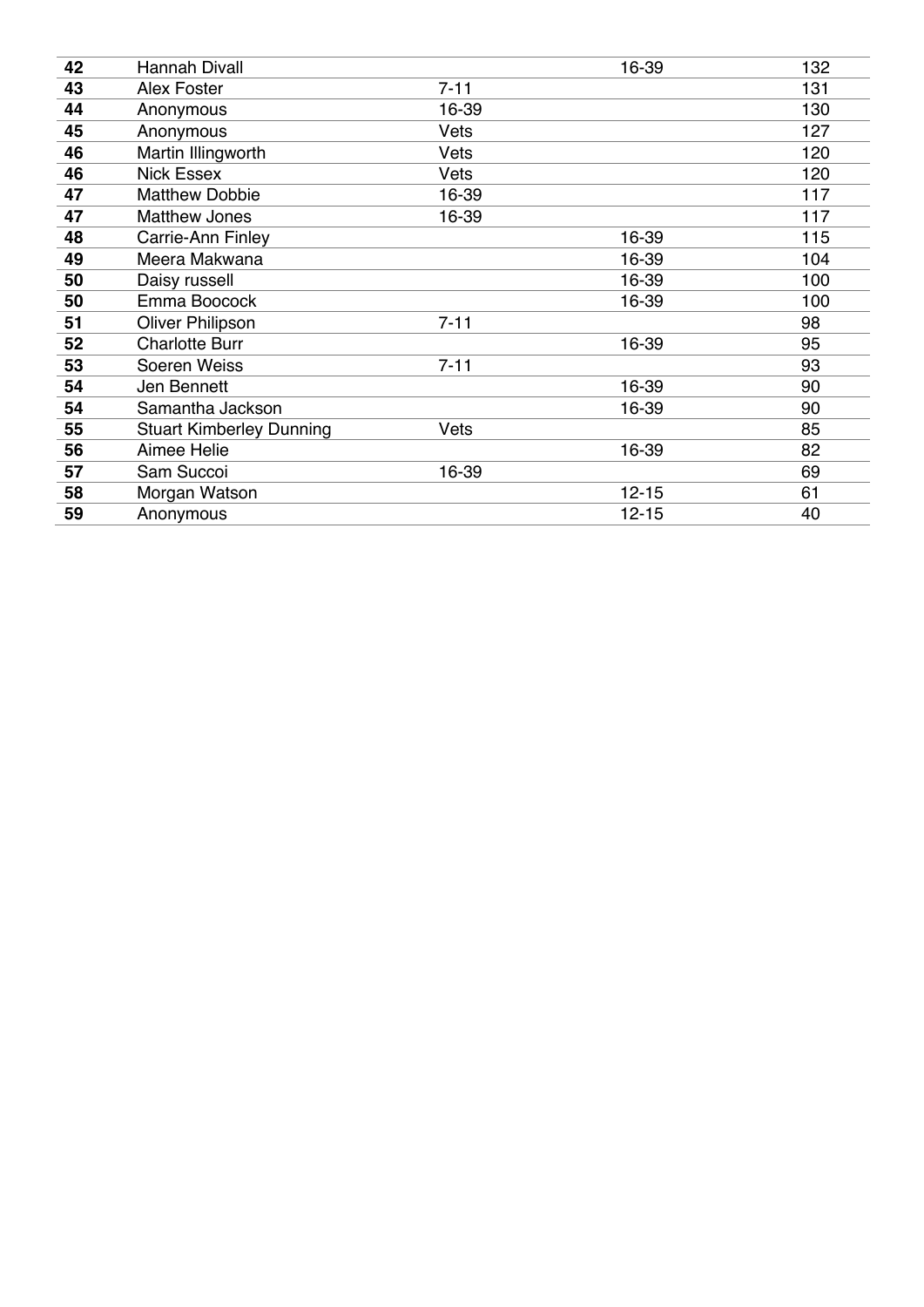| | | | | |
|---|---|---|---|---|
| **42** | Hannah Divall | | 16-39 | 132 |
| **43** | Alex Foster | 7-11 | | 131 |
| **44** | Anonymous | 16-39 | | 130 |
| **45** | Anonymous | Vets | | 127 |
| **46** | Martin Illingworth | Vets | | 120 |
| **46** | Nick Essex | Vets | | 120 |
| **47** | Matthew Dobbie | 16-39 | | 117 |
| **47** | Matthew Jones | 16-39 | | 117 |
| **48** | Carrie-Ann Finley | | 16-39 | 115 |
| **49** | Meera Makwana | | 16-39 | 104 |
| **50** | Daisy russell | | 16-39 | 100 |
| **50** | Emma Boocock | | 16-39 | 100 |
| **51** | Oliver Philipson | 7-11 | | 98 |
| **52** | Charlotte Burr | | 16-39 | 95 |
| **53** | Soeren Weiss | 7-11 | | 93 |
| **54** | Jen Bennett | | 16-39 | 90 |
| **54** | Samantha Jackson | | 16-39 | 90 |
| **55** | Stuart Kimberley Dunning | Vets | | 85 |
| **56** | Aimee Helie | | 16-39 | 82 |
| **57** | Sam Succoi | 16-39 | | 69 |
| **58** | Morgan Watson | | 12-15 | 61 |
| **59** | Anonymous | | 12-15 | 40 |